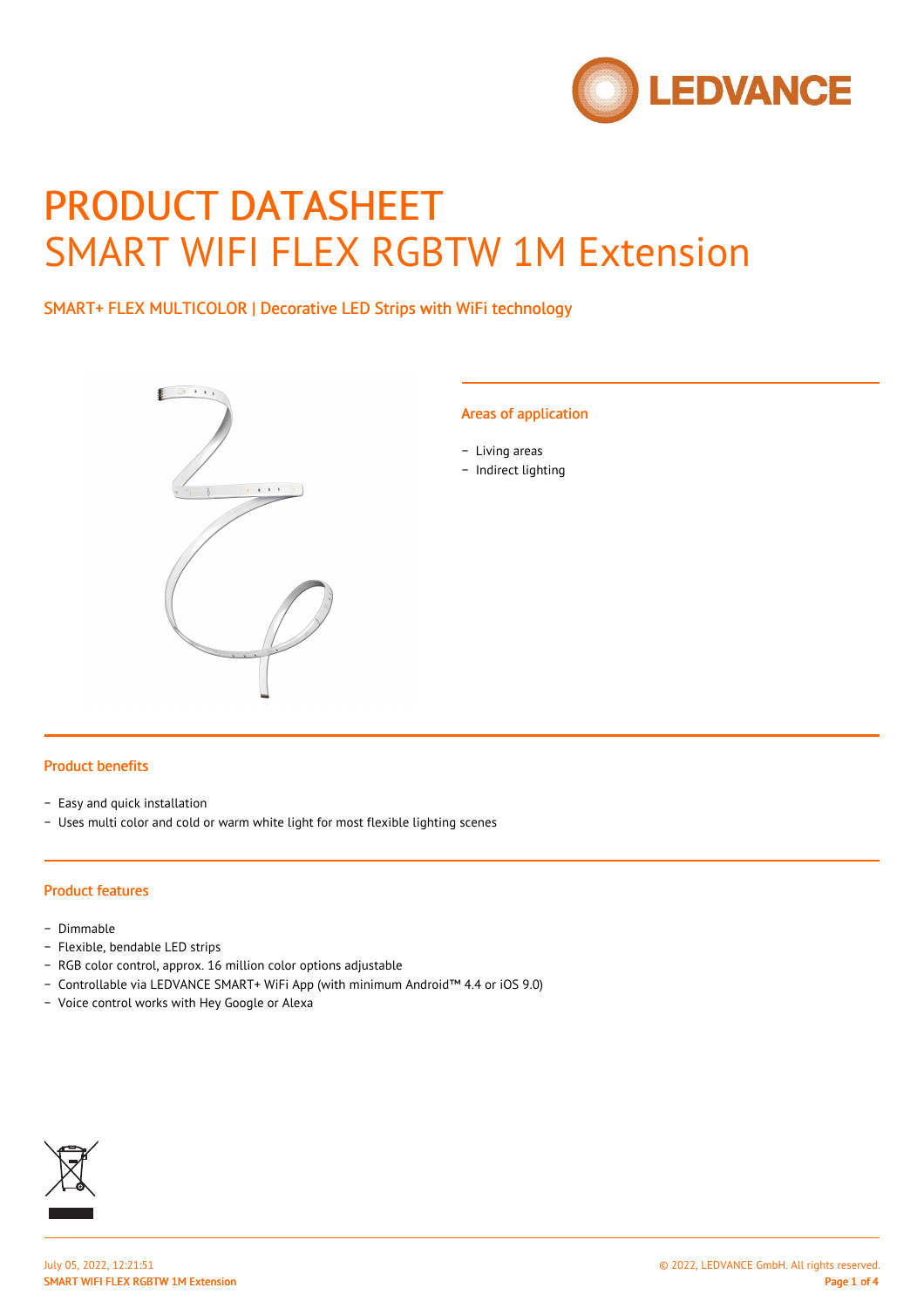# PRODUCT DATASHEET
# SMART WIFI FLEX RGBTW 1M Extension

SMART+ FLEX MULTICOLOR | Decorative LED Strips with WiFi technology

## Areas of application

- Living areas
- Indirect lighting

## Product benefits

- Easy and quick installation
- Uses multi color and cold or warm white light for most flexible lighting scenes

## Product features

- Dimmable
- Flexible, bendable LED strips
- RGB color control, approx. 16 million color options adjustable
- Controllable via LEDVANCE SMART+ WiFi App (with minimum Android™ 4.4 or iOS 9.0)
- Voice control works with Hey Google or Alexa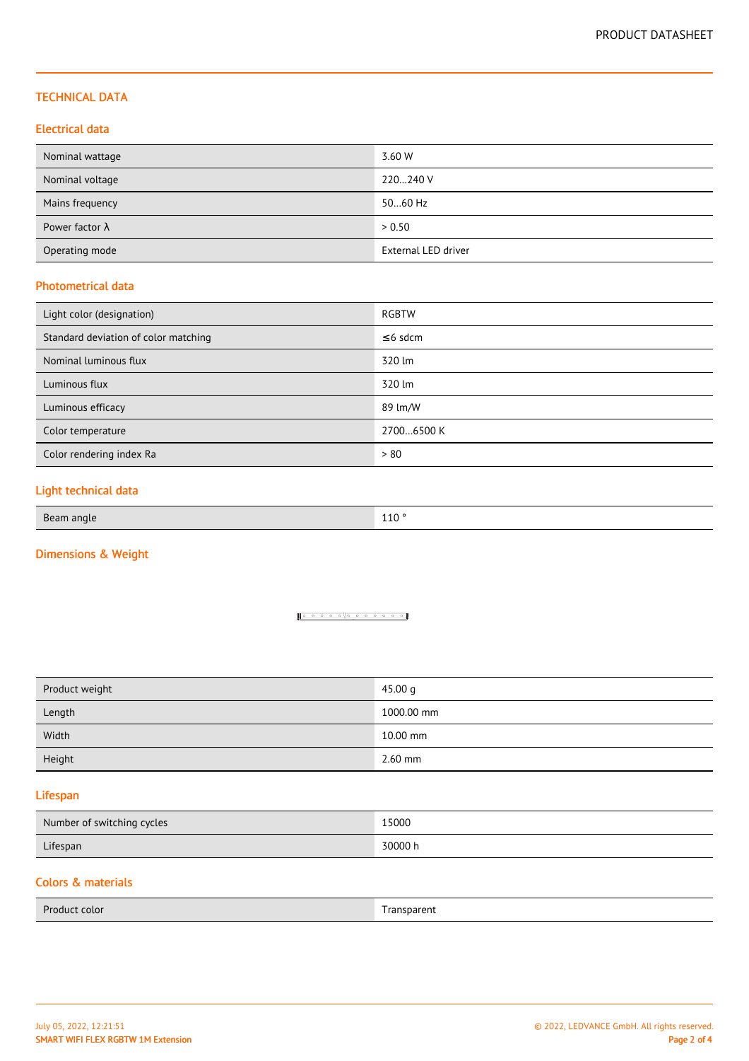## TECHNICAL DATA

### Electrical data

| | |
|---|---|
| Nominal wattage | 3.60 W |
| Nominal voltage | 220…240 V |
| Mains frequency | 50…60 Hz |
| Power factor λ | > 0.50 |
| Operating mode | External LED driver |

### Photometrical data

| | |
|---|---|
| Light color (designation) | RGBTW |
| Standard deviation of color matching | ≤6 sdcm |
| Nominal luminous flux | 320 lm |
| Luminous flux | 320 lm |
| Luminous efficacy | 89 lm/W |
| Color temperature | 2700…6500 K |
| Color rendering index Ra | > 80 |

### Light technical data

| | |
|---|---|
| Beam angle | 110 ° |

### Dimensions & Weight

| | |
|---|---|
| Product weight | 45.00 g |
| Length | 1000.00 mm |
| Width | 10.00 mm |
| Height | 2.60 mm |

### Lifespan

| | |
|---|---|
| Number of switching cycles | 15000 |
| Lifespan | 30000 h |

### Colors & materials

| | |
|---|---|
| Product color | Transparent |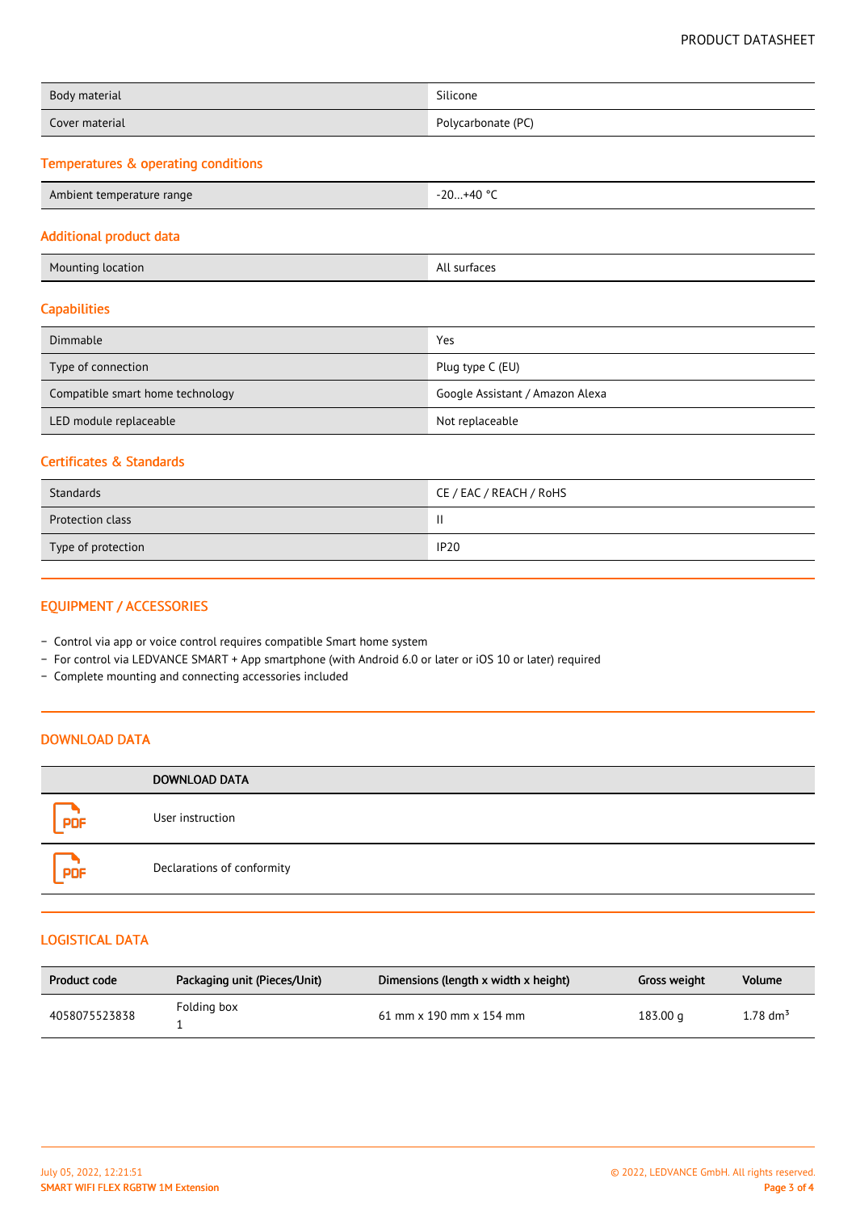| | |
|---|---|
| Body material | Silicone |
| Cover material | Polycarbonate (PC) |

### Temperatures & operating conditions

| | |
|---|---|
| Ambient temperature range | -20…+40 °C |

### Additional product data

| | |
|---|---|
| Mounting location | All surfaces |

### Capabilities

| | |
|---|---|
| Dimmable | Yes |
| Type of connection | Plug type C (EU) |
| Compatible smart home technology | Google Assistant / Amazon Alexa |
| LED module replaceable | Not replaceable |

### Certificates & Standards

| | |
|---|---|
| Standards | CE / EAC / REACH / RoHS |
| Protection class | II |
| Type of protection | IP20 |

## EQUIPMENT / ACCESSORIES

- Control via app or voice control requires compatible Smart home system
- For control via LEDVANCE SMART + App smartphone (with Android 6.0 or later or iOS 10 or later) required
- Complete mounting and connecting accessories included

## DOWNLOAD DATA

| | DOWNLOAD DATA |
|---|---|
| PDF | User instruction |
| PDF | Declarations of conformity |

## LOGISTICAL DATA

| Product code | Packaging unit (Pieces/Unit) | Dimensions (length x width x height) | Gross weight | Volume |
|---|---|---|---|---|
| 4058075523838 | Folding box 1 | 61 mm x 190 mm x 154 mm | 183.00 g | 1.78 $dm^3$ |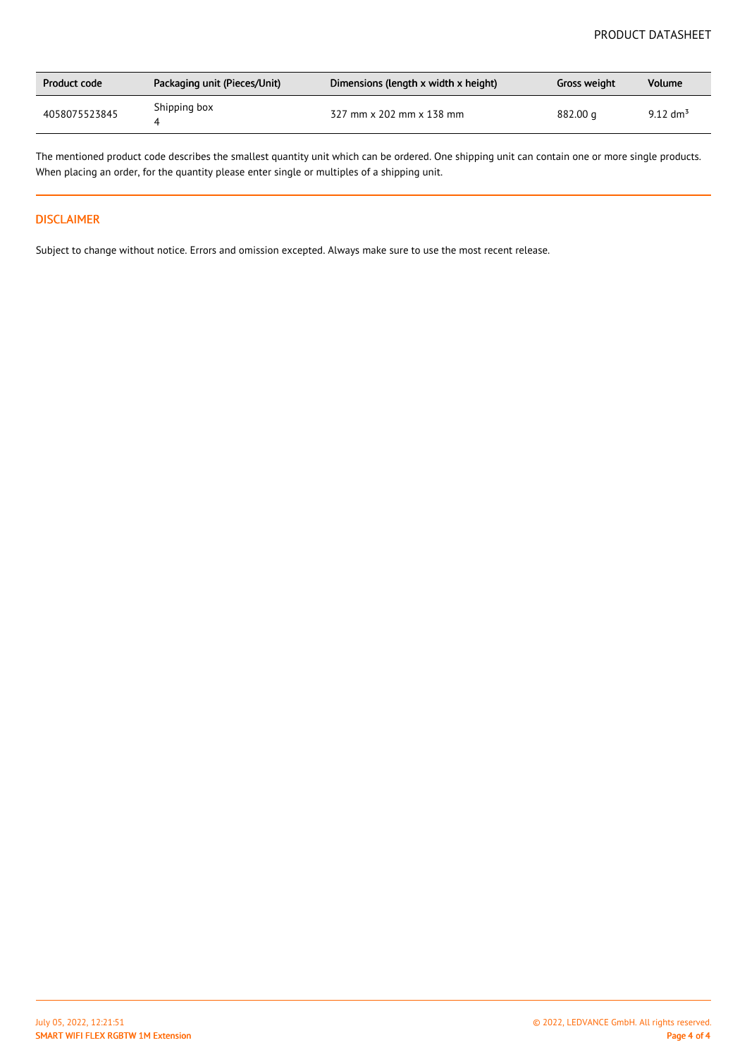| Product code | Packaging unit (Pieces/Unit) | Dimensions (length x width x height) | Gross weight | Volume |
| --- | --- | --- | --- | --- |
| 4058075523845 | Shipping box 4 | 327 mm x 202 mm x 138 mm | 882.00 g | 9.12 $dm^3$ |

The mentioned product code describes the smallest quantity unit which can be ordered. One shipping unit can contain one or more single products. When placing an order, for the quantity please enter single or multiples of a shipping unit.

## DISCLAIMER

Subject to change without notice. Errors and omission excepted. Always make sure to use the most recent release.